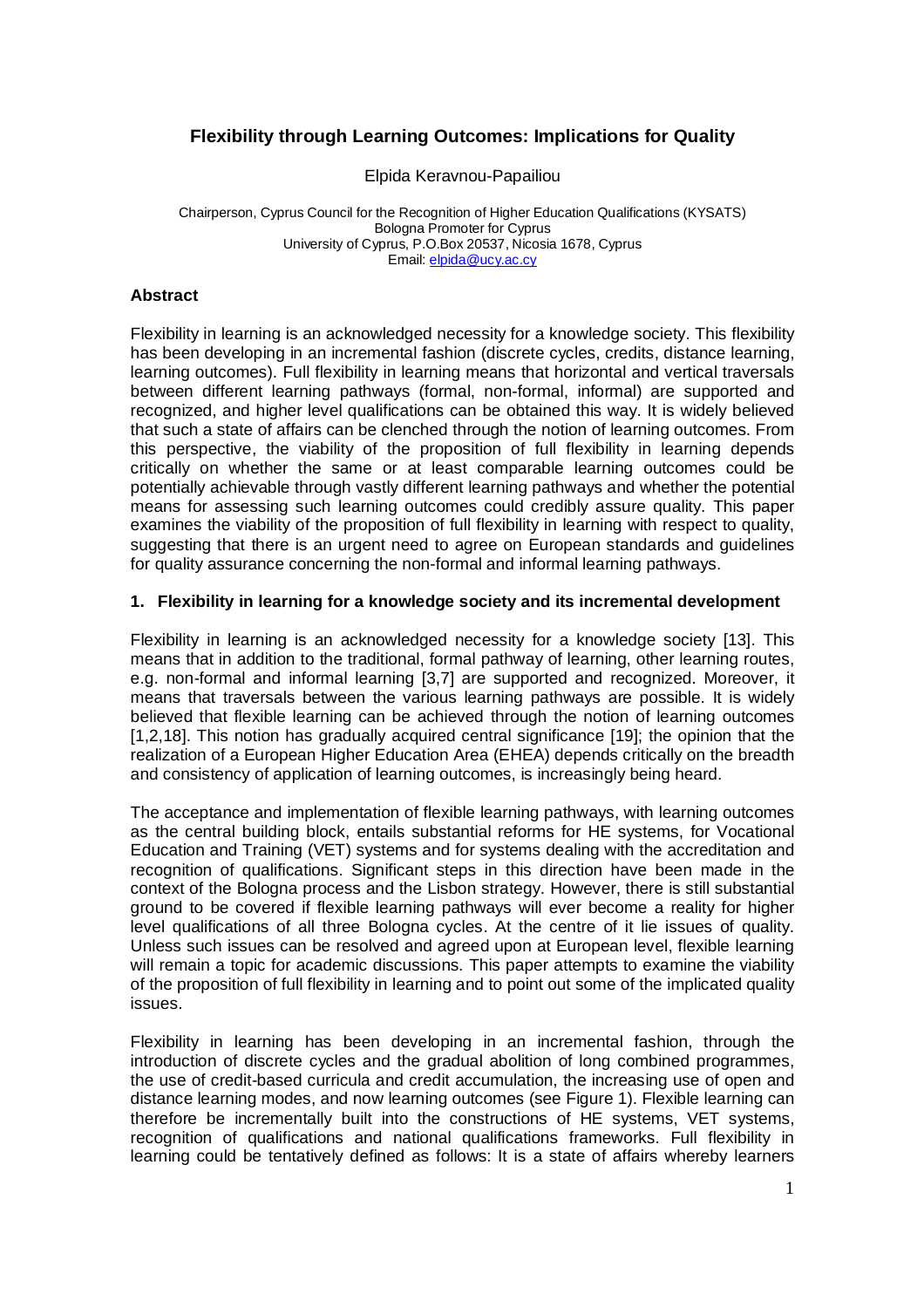# Flexibility through Learning Outcomes: Implications for Quality

Elpida Keravnou-Papailiou

Chairperson, Cyprus Council for the Recognition of Higher Education Qualifications (KYSATS)
Bologna Promoter for Cyprus
University of Cyprus, P.O.Box 20537, Nicosia 1678, Cyprus
Email: elpida@ucy.ac.cy

## Abstract

Flexibility in learning is an acknowledged necessity for a knowledge society. This flexibility has been developing in an incremental fashion (discrete cycles, credits, distance learning, learning outcomes). Full flexibility in learning means that horizontal and vertical traversals between different learning pathways (formal, non-formal, informal) are supported and recognized, and higher level qualifications can be obtained this way. It is widely believed that such a state of affairs can be clenched through the notion of learning outcomes. From this perspective, the viability of the proposition of full flexibility in learning depends critically on whether the same or at least comparable learning outcomes could be potentially achievable through vastly different learning pathways and whether the potential means for assessing such learning outcomes could credibly assure quality. This paper examines the viability of the proposition of full flexibility in learning with respect to quality, suggesting that there is an urgent need to agree on European standards and guidelines for quality assurance concerning the non-formal and informal learning pathways.

## 1. Flexibility in learning for a knowledge society and its incremental development

Flexibility in learning is an acknowledged necessity for a knowledge society [13]. This means that in addition to the traditional, formal pathway of learning, other learning routes, e.g. non-formal and informal learning [3,7] are supported and recognized. Moreover, it means that traversals between the various learning pathways are possible. It is widely believed that flexible learning can be achieved through the notion of learning outcomes [1,2,18]. This notion has gradually acquired central significance [19]; the opinion that the realization of a European Higher Education Area (EHEA) depends critically on the breadth and consistency of application of learning outcomes, is increasingly being heard.

The acceptance and implementation of flexible learning pathways, with learning outcomes as the central building block, entails substantial reforms for HE systems, for Vocational Education and Training (VET) systems and for systems dealing with the accreditation and recognition of qualifications. Significant steps in this direction have been made in the context of the Bologna process and the Lisbon strategy. However, there is still substantial ground to be covered if flexible learning pathways will ever become a reality for higher level qualifications of all three Bologna cycles. At the centre of it lie issues of quality. Unless such issues can be resolved and agreed upon at European level, flexible learning will remain a topic for academic discussions. This paper attempts to examine the viability of the proposition of full flexibility in learning and to point out some of the implicated quality issues.

Flexibility in learning has been developing in an incremental fashion, through the introduction of discrete cycles and the gradual abolition of long combined programmes, the use of credit-based curricula and credit accumulation, the increasing use of open and distance learning modes, and now learning outcomes (see Figure 1). Flexible learning can therefore be incrementally built into the constructions of HE systems, VET systems, recognition of qualifications and national qualifications frameworks. Full flexibility in learning could be tentatively defined as follows: It is a state of affairs whereby learners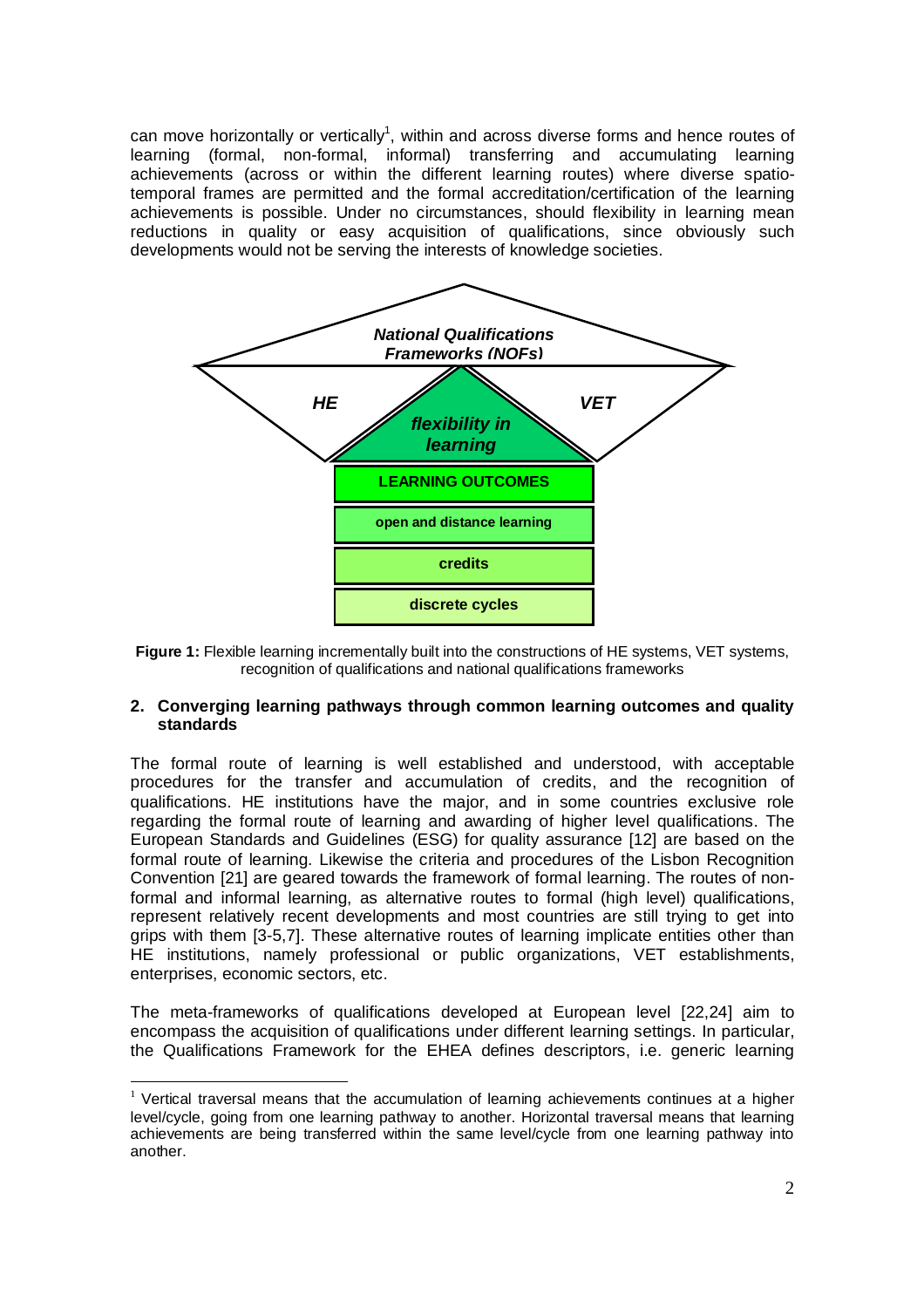can move horizontally or vertically[1], within and across diverse forms and hence routes of learning (formal, non-formal, informal) transferring and accumulating learning achievements (across or within the different learning routes) where diverse spatio-temporal frames are permitted and the formal accreditation/certification of the learning achievements is possible. Under no circumstances, should flexibility in learning mean reductions in quality or easy acquisition of qualifications, since obviously such developments would not be serving the interests of knowledge societies.

*National Qualifications Frameworks (NQFs)*

*HE* *VET*

*flexibility in learning*

**LEARNING OUTCOMES**

**open and distance learning**

**credits**

**discrete cycles**

**Figure 1:** Flexible learning incrementally built into the constructions of HE systems, VET systems, recognition of qualifications and national qualifications frameworks

## 2. Converging learning pathways through common learning outcomes and quality standards

The formal route of learning is well established and understood, with acceptable procedures for the transfer and accumulation of credits, and the recognition of qualifications. HE institutions have the major, and in some countries exclusive role regarding the formal route of learning and awarding of higher level qualifications. The European Standards and Guidelines (ESG) for quality assurance [12] are based on the formal route of learning. Likewise the criteria and procedures of the Lisbon Recognition Convention [21] are geared towards the framework of formal learning. The routes of non-formal and informal learning, as alternative routes to formal (high level) qualifications, represent relatively recent developments and most countries are still trying to get into grips with them [3-5,7]. These alternative routes of learning implicate entities other than HE institutions, namely professional or public organizations, VET establishments, enterprises, economic sectors, etc.

The meta-frameworks of qualifications developed at European level [22,24] aim to encompass the acquisition of qualifications under different learning settings. In particular, the Qualifications Framework for the EHEA defines descriptors, i.e. generic learning

[1] Vertical traversal means that the accumulation of learning achievements continues at a higher level/cycle, going from one learning pathway to another. Horizontal traversal means that learning achievements are being transferred within the same level/cycle from one learning pathway into another.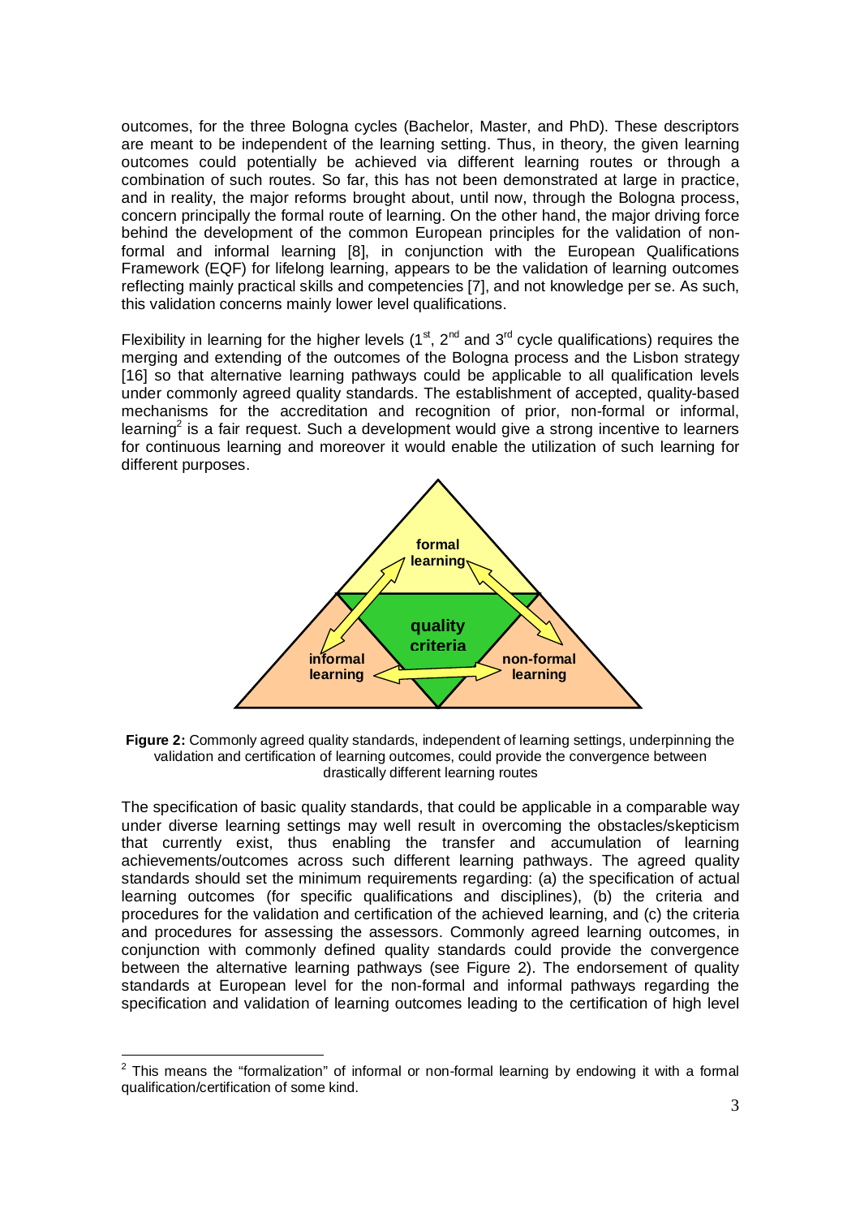outcomes, for the three Bologna cycles (Bachelor, Master, and PhD). These descriptors are meant to be independent of the learning setting. Thus, in theory, the given learning outcomes could potentially be achieved via different learning routes or through a combination of such routes. So far, this has not been demonstrated at large in practice, and in reality, the major reforms brought about, until now, through the Bologna process, concern principally the formal route of learning. On the other hand, the major driving force behind the development of the common European principles for the validation of non-formal and informal learning [8], in conjunction with the European Qualifications Framework (EQF) for lifelong learning, appears to be the validation of learning outcomes reflecting mainly practical skills and competencies [7], and not knowledge per se. As such, this validation concerns mainly lower level qualifications.

Flexibility in learning for the higher levels (1st, 2nd and 3rd cycle qualifications) requires the merging and extending of the outcomes of the Bologna process and the Lisbon strategy [16] so that alternative learning pathways could be applicable to all qualification levels under commonly agreed quality standards. The establishment of accepted, quality-based mechanisms for the accreditation and recognition of prior, non-formal or informal, learning[2] is a fair request. Such a development would give a strong incentive to learners for continuous learning and moreover it would enable the utilization of such learning for different purposes.

**Figure 2:** Commonly agreed quality standards, independent of learning settings, underpinning the validation and certification of learning outcomes, could provide the convergence between drastically different learning routes

The specification of basic quality standards, that could be applicable in a comparable way under diverse learning settings may well result in overcoming the obstacles/skepticism that currently exist, thus enabling the transfer and accumulation of learning achievements/outcomes across such different learning pathways. The agreed quality standards should set the minimum requirements regarding: (a) the specification of actual learning outcomes (for specific qualifications and disciplines), (b) the criteria and procedures for the validation and certification of the achieved learning, and (c) the criteria and procedures for assessing the assessors. Commonly agreed learning outcomes, in conjunction with commonly defined quality standards could provide the convergence between the alternative learning pathways (see Figure 2). The endorsement of quality standards at European level for the non-formal and informal pathways regarding the specification and validation of learning outcomes leading to the certification of high level

[2] This means the "formalization" of informal or non-formal learning by endowing it with a formal qualification/certification of some kind.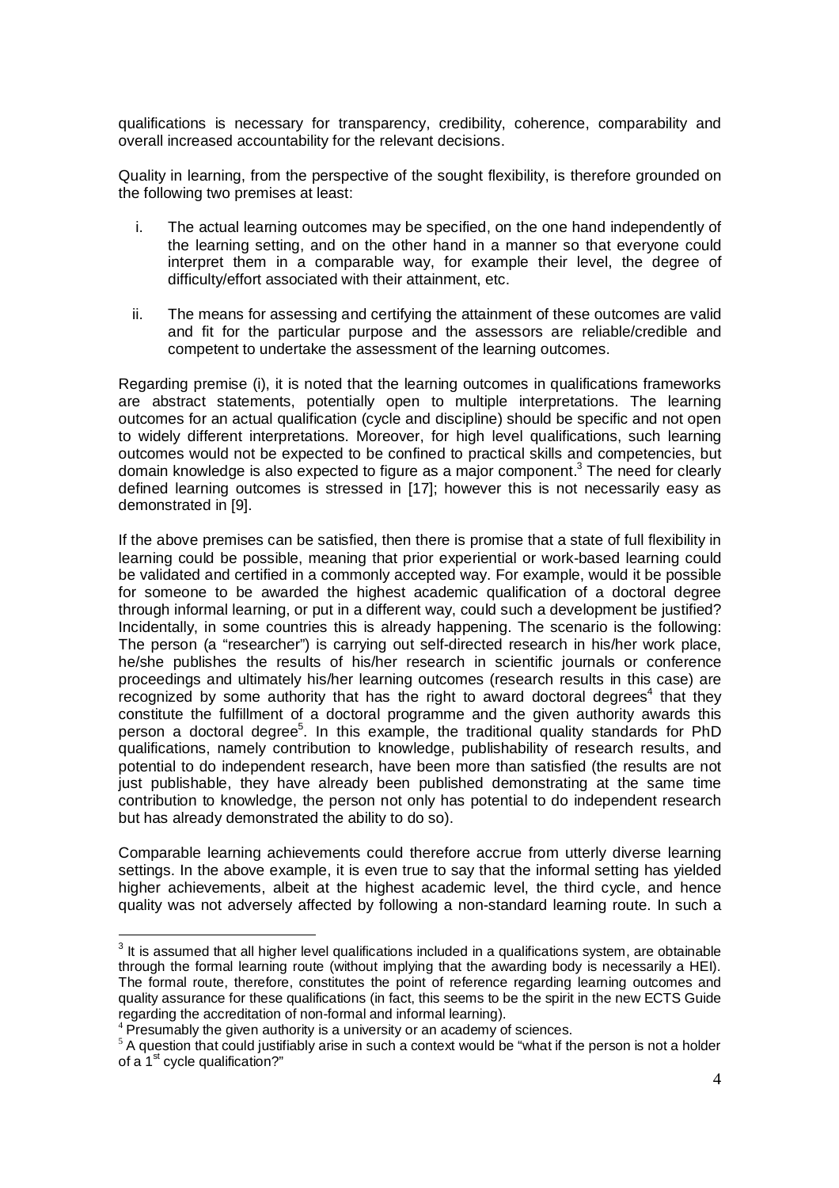qualifications is necessary for transparency, credibility, coherence, comparability and overall increased accountability for the relevant decisions.

Quality in learning, from the perspective of the sought flexibility, is therefore grounded on the following two premises at least:

i. The actual learning outcomes may be specified, on the one hand independently of the learning setting, and on the other hand in a manner so that everyone could interpret them in a comparable way, for example their level, the degree of difficulty/effort associated with their attainment, etc.

ii. The means for assessing and certifying the attainment of these outcomes are valid and fit for the particular purpose and the assessors are reliable/credible and competent to undertake the assessment of the learning outcomes.

Regarding premise (i), it is noted that the learning outcomes in qualifications frameworks are abstract statements, potentially open to multiple interpretations. The learning outcomes for an actual qualification (cycle and discipline) should be specific and not open to widely different interpretations. Moreover, for high level qualifications, such learning outcomes would not be expected to be confined to practical skills and competencies, but domain knowledge is also expected to figure as a major component.[3] The need for clearly defined learning outcomes is stressed in [17]; however this is not necessarily easy as demonstrated in [9].

If the above premises can be satisfied, then there is promise that a state of full flexibility in learning could be possible, meaning that prior experiential or work-based learning could be validated and certified in a commonly accepted way. For example, would it be possible for someone to be awarded the highest academic qualification of a doctoral degree through informal learning, or put in a different way, could such a development be justified? Incidentally, in some countries this is already happening. The scenario is the following: The person (a "researcher") is carrying out self-directed research in his/her work place, he/she publishes the results of his/her research in scientific journals or conference proceedings and ultimately his/her learning outcomes (research results in this case) are recognized by some authority that has the right to award doctoral degrees[4] that they constitute the fulfillment of a doctoral programme and the given authority awards this person a doctoral degree[5]. In this example, the traditional quality standards for PhD qualifications, namely contribution to knowledge, publishability of research results, and potential to do independent research, have been more than satisfied (the results are not just publishable, they have already been published demonstrating at the same time contribution to knowledge, the person not only has potential to do independent research but has already demonstrated the ability to do so).

Comparable learning achievements could therefore accrue from utterly diverse learning settings. In the above example, it is even true to say that the informal setting has yielded higher achievements, albeit at the highest academic level, the third cycle, and hence quality was not adversely affected by following a non-standard learning route. In such a

---

[3] It is assumed that all higher level qualifications included in a qualifications system, are obtainable through the formal learning route (without implying that the awarding body is necessarily a HEI). The formal route, therefore, constitutes the point of reference regarding learning outcomes and quality assurance for these qualifications (in fact, this seems to be the spirit in the new ECTS Guide regarding the accreditation of non-formal and informal learning).

[4] Presumably the given authority is a university or an academy of sciences.

[5] A question that could justifiably arise in such a context would be "what if the person is not a holder of a 1st cycle qualification?"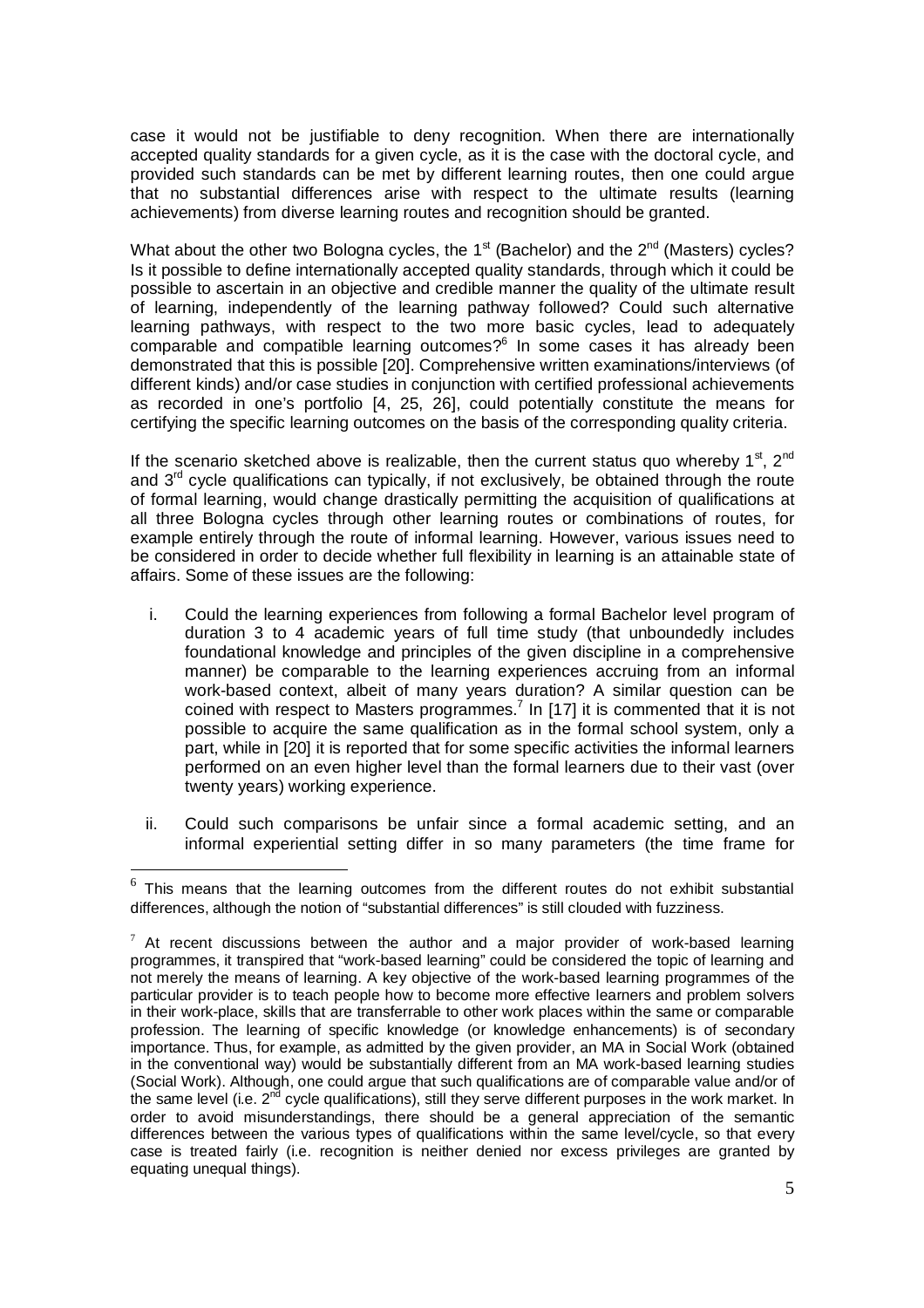case it would not be justifiable to deny recognition. When there are internationally accepted quality standards for a given cycle, as it is the case with the doctoral cycle, and provided such standards can be met by different learning routes, then one could argue that no substantial differences arise with respect to the ultimate results (learning achievements) from diverse learning routes and recognition should be granted.

What about the other two Bologna cycles, the 1st (Bachelor) and the 2nd (Masters) cycles? Is it possible to define internationally accepted quality standards, through which it could be possible to ascertain in an objective and credible manner the quality of the ultimate result of learning, independently of the learning pathway followed? Could such alternative learning pathways, with respect to the two more basic cycles, lead to adequately comparable and compatible learning outcomes?[6] In some cases it has already been demonstrated that this is possible [20]. Comprehensive written examinations/interviews (of different kinds) and/or case studies in conjunction with certified professional achievements as recorded in one's portfolio [4, 25, 26], could potentially constitute the means for certifying the specific learning outcomes on the basis of the corresponding quality criteria.

If the scenario sketched above is realizable, then the current status quo whereby 1st, 2nd and 3rd cycle qualifications can typically, if not exclusively, be obtained through the route of formal learning, would change drastically permitting the acquisition of qualifications at all three Bologna cycles through other learning routes or combinations of routes, for example entirely through the route of informal learning. However, various issues need to be considered in order to decide whether full flexibility in learning is an attainable state of affairs. Some of these issues are the following:

i. Could the learning experiences from following a formal Bachelor level program of duration 3 to 4 academic years of full time study (that unboundedly includes foundational knowledge and principles of the given discipline in a comprehensive manner) be comparable to the learning experiences accruing from an informal work-based context, albeit of many years duration? A similar question can be coined with respect to Masters programmes.[7] In [17] it is commented that it is not possible to acquire the same qualification as in the formal school system, only a part, while in [20] it is reported that for some specific activities the informal learners performed on an even higher level than the formal learners due to their vast (over twenty years) working experience.

ii. Could such comparisons be unfair since a formal academic setting, and an informal experiential setting differ in so many parameters (the time frame for

---

[6] This means that the learning outcomes from the different routes do not exhibit substantial differences, although the notion of "substantial differences" is still clouded with fuzziness.

[7] At recent discussions between the author and a major provider of work-based learning programmes, it transpired that "work-based learning" could be considered the topic of learning and not merely the means of learning. A key objective of the work-based learning programmes of the particular provider is to teach people how to become more effective learners and problem solvers in their work-place, skills that are transferrable to other work places within the same or comparable profession. The learning of specific knowledge (or knowledge enhancements) is of secondary importance. Thus, for example, as admitted by the given provider, an MA in Social Work (obtained in the conventional way) would be substantially different from an MA work-based learning studies (Social Work). Although, one could argue that such qualifications are of comparable value and/or of the same level (i.e. 2nd cycle qualifications), still they serve different purposes in the work market. In order to avoid misunderstandings, there should be a general appreciation of the semantic differences between the various types of qualifications within the same level/cycle, so that every case is treated fairly (i.e. recognition is neither denied nor excess privileges are granted by equating unequal things).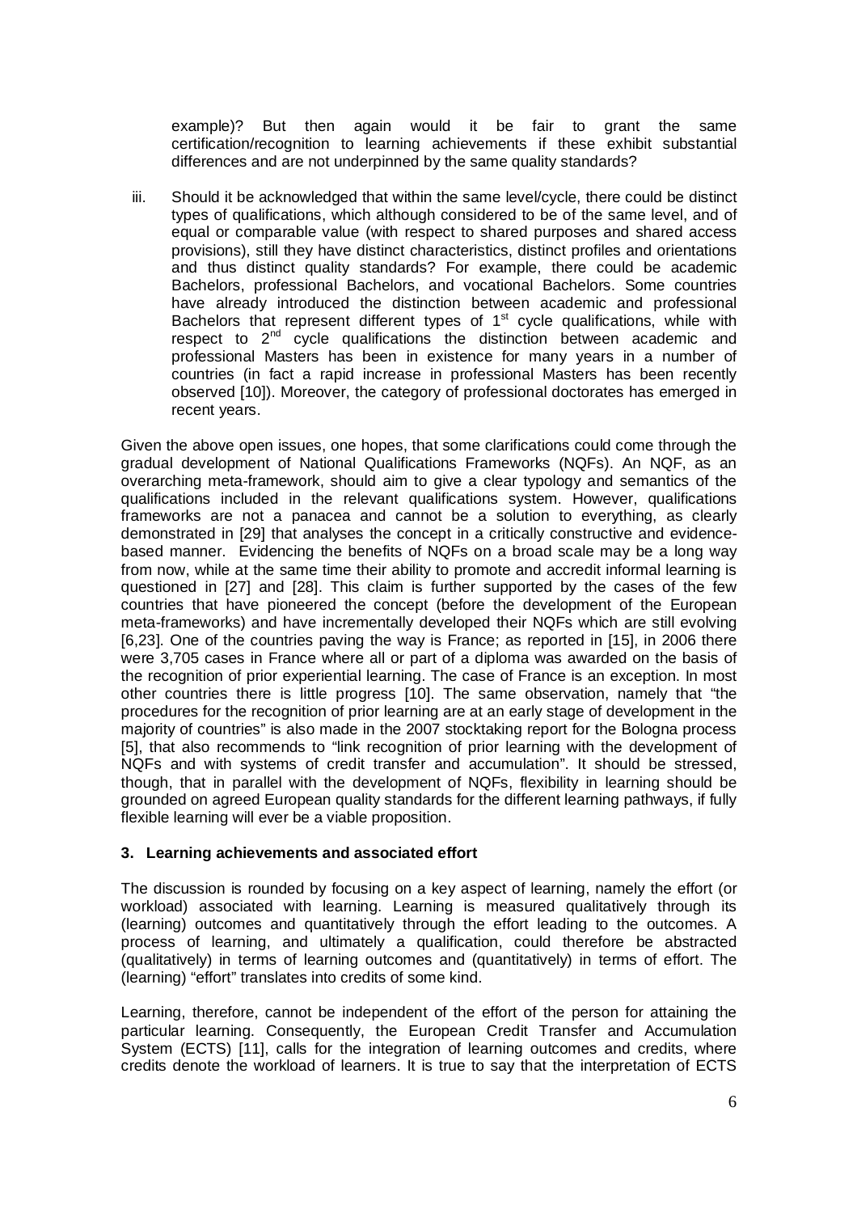example)? But then again would it be fair to grant the same certification/recognition to learning achievements if these exhibit substantial differences and are not underpinned by the same quality standards?

iii. Should it be acknowledged that within the same level/cycle, there could be distinct types of qualifications, which although considered to be of the same level, and of equal or comparable value (with respect to shared purposes and shared access provisions), still they have distinct characteristics, distinct profiles and orientations and thus distinct quality standards? For example, there could be academic Bachelors, professional Bachelors, and vocational Bachelors. Some countries have already introduced the distinction between academic and professional Bachelors that represent different types of 1st cycle qualifications, while with respect to 2nd cycle qualifications the distinction between academic and professional Masters has been in existence for many years in a number of countries (in fact a rapid increase in professional Masters has been recently observed [10]). Moreover, the category of professional doctorates has emerged in recent years.

Given the above open issues, one hopes, that some clarifications could come through the gradual development of National Qualifications Frameworks (NQFs). An NQF, as an overarching meta-framework, should aim to give a clear typology and semantics of the qualifications included in the relevant qualifications system. However, qualifications frameworks are not a panacea and cannot be a solution to everything, as clearly demonstrated in [29] that analyses the concept in a critically constructive and evidence-based manner. Evidencing the benefits of NQFs on a broad scale may be a long way from now, while at the same time their ability to promote and accredit informal learning is questioned in [27] and [28]. This claim is further supported by the cases of the few countries that have pioneered the concept (before the development of the European meta-frameworks) and have incrementally developed their NQFs which are still evolving [6,23]. One of the countries paving the way is France; as reported in [15], in 2006 there were 3,705 cases in France where all or part of a diploma was awarded on the basis of the recognition of prior experiential learning. The case of France is an exception. In most other countries there is little progress [10]. The same observation, namely that "the procedures for the recognition of prior learning are at an early stage of development in the majority of countries" is also made in the 2007 stocktaking report for the Bologna process [5], that also recommends to "link recognition of prior learning with the development of NQFs and with systems of credit transfer and accumulation". It should be stressed, though, that in parallel with the development of NQFs, flexibility in learning should be grounded on agreed European quality standards for the different learning pathways, if fully flexible learning will ever be a viable proposition.

### 3. Learning achievements and associated effort

The discussion is rounded by focusing on a key aspect of learning, namely the effort (or workload) associated with learning. Learning is measured qualitatively through its (learning) outcomes and quantitatively through the effort leading to the outcomes. A process of learning, and ultimately a qualification, could therefore be abstracted (qualitatively) in terms of learning outcomes and (quantitatively) in terms of effort. The (learning) "effort" translates into credits of some kind.

Learning, therefore, cannot be independent of the effort of the person for attaining the particular learning. Consequently, the European Credit Transfer and Accumulation System (ECTS) [11], calls for the integration of learning outcomes and credits, where credits denote the workload of learners. It is true to say that the interpretation of ECTS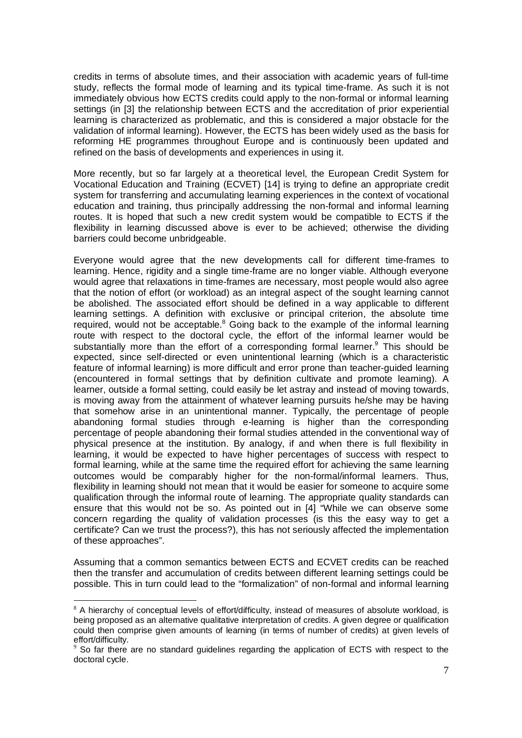credits in terms of absolute times, and their association with academic years of full-time study, reflects the formal mode of learning and its typical time-frame. As such it is not immediately obvious how ECTS credits could apply to the non-formal or informal learning settings (in [3] the relationship between ECTS and the accreditation of prior experiential learning is characterized as problematic, and this is considered a major obstacle for the validation of informal learning). However, the ECTS has been widely used as the basis for reforming HE programmes throughout Europe and is continuously been updated and refined on the basis of developments and experiences in using it.

More recently, but so far largely at a theoretical level, the European Credit System for Vocational Education and Training (ECVET) [14] is trying to define an appropriate credit system for transferring and accumulating learning experiences in the context of vocational education and training, thus principally addressing the non-formal and informal learning routes. It is hoped that such a new credit system would be compatible to ECTS if the flexibility in learning discussed above is ever to be achieved; otherwise the dividing barriers could become unbridgeable.

Everyone would agree that the new developments call for different time-frames to learning. Hence, rigidity and a single time-frame are no longer viable. Although everyone would agree that relaxations in time-frames are necessary, most people would also agree that the notion of effort (or workload) as an integral aspect of the sought learning cannot be abolished. The associated effort should be defined in a way applicable to different learning settings. A definition with exclusive or principal criterion, the absolute time required, would not be acceptable.[8] Going back to the example of the informal learning route with respect to the doctoral cycle, the effort of the informal learner would be substantially more than the effort of a corresponding formal learner.[9] This should be expected, since self-directed or even unintentional learning (which is a characteristic feature of informal learning) is more difficult and error prone than teacher-guided learning (encountered in formal settings that by definition cultivate and promote learning). A learner, outside a formal setting, could easily be let astray and instead of moving towards, is moving away from the attainment of whatever learning pursuits he/she may be having that somehow arise in an unintentional manner. Typically, the percentage of people abandoning formal studies through e-learning is higher than the corresponding percentage of people abandoning their formal studies attended in the conventional way of physical presence at the institution. By analogy, if and when there is full flexibility in learning, it would be expected to have higher percentages of success with respect to formal learning, while at the same time the required effort for achieving the same learning outcomes would be comparably higher for the non-formal/informal learners. Thus, flexibility in learning should not mean that it would be easier for someone to acquire some qualification through the informal route of learning. The appropriate quality standards can ensure that this would not be so. As pointed out in [4] "While we can observe some concern regarding the quality of validation processes (is this the easy way to get a certificate? Can we trust the process?), this has not seriously affected the implementation of these approaches".

Assuming that a common semantics between ECTS and ECVET credits can be reached then the transfer and accumulation of credits between different learning settings could be possible. This in turn could lead to the "formalization" of non-formal and informal learning

---

[8] A hierarchy of conceptual levels of effort/difficulty, instead of measures of absolute workload, is being proposed as an alternative qualitative interpretation of credits. A given degree or qualification could then comprise given amounts of learning (in terms of number of credits) at given levels of effort/difficulty.

[9] So far there are no standard guidelines regarding the application of ECTS with respect to the doctoral cycle.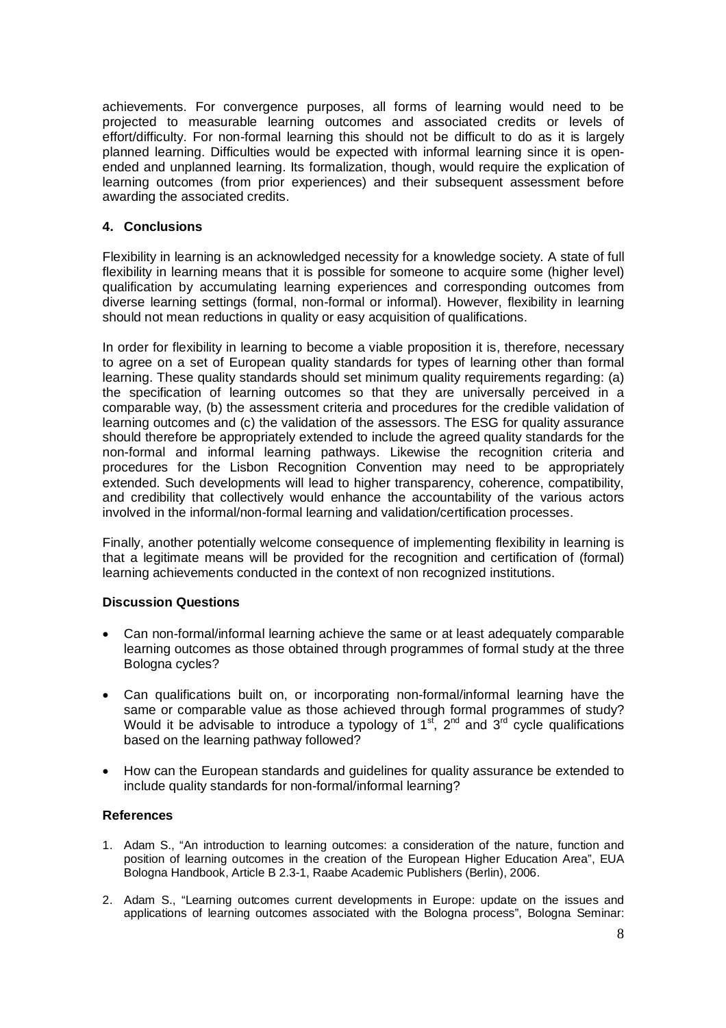achievements. For convergence purposes, all forms of learning would need to be projected to measurable learning outcomes and associated credits or levels of effort/difficulty. For non-formal learning this should not be difficult to do as it is largely planned learning. Difficulties would be expected with informal learning since it is open-ended and unplanned learning. Its formalization, though, would require the explication of learning outcomes (from prior experiences) and their subsequent assessment before awarding the associated credits.

### 4. Conclusions

Flexibility in learning is an acknowledged necessity for a knowledge society. A state of full flexibility in learning means that it is possible for someone to acquire some (higher level) qualification by accumulating learning experiences and corresponding outcomes from diverse learning settings (formal, non-formal or informal). However, flexibility in learning should not mean reductions in quality or easy acquisition of qualifications.

In order for flexibility in learning to become a viable proposition it is, therefore, necessary to agree on a set of European quality standards for types of learning other than formal learning. These quality standards should set minimum quality requirements regarding: (a) the specification of learning outcomes so that they are universally perceived in a comparable way, (b) the assessment criteria and procedures for the credible validation of learning outcomes and (c) the validation of the assessors. The ESG for quality assurance should therefore be appropriately extended to include the agreed quality standards for the non-formal and informal learning pathways. Likewise the recognition criteria and procedures for the Lisbon Recognition Convention may need to be appropriately extended. Such developments will lead to higher transparency, coherence, compatibility, and credibility that collectively would enhance the accountability of the various actors involved in the informal/non-formal learning and validation/certification processes.

Finally, another potentially welcome consequence of implementing flexibility in learning is that a legitimate means will be provided for the recognition and certification of (formal) learning achievements conducted in the context of non recognized institutions.

### Discussion Questions

- Can non-formal/informal learning achieve the same or at least adequately comparable learning outcomes as those obtained through programmes of formal study at the three Bologna cycles?

- Can qualifications built on, or incorporating non-formal/informal learning have the same or comparable value as those achieved through formal programmes of study? Would it be advisable to introduce a typology of 1st, 2nd and 3rd cycle qualifications based on the learning pathway followed?

- How can the European standards and guidelines for quality assurance be extended to include quality standards for non-formal/informal learning?

### References

1. Adam S., "An introduction to learning outcomes: a consideration of the nature, function and position of learning outcomes in the creation of the European Higher Education Area", EUA Bologna Handbook, Article B 2.3-1, Raabe Academic Publishers (Berlin), 2006.

2. Adam S., "Learning outcomes current developments in Europe: update on the issues and applications of learning outcomes associated with the Bologna process", Bologna Seminar: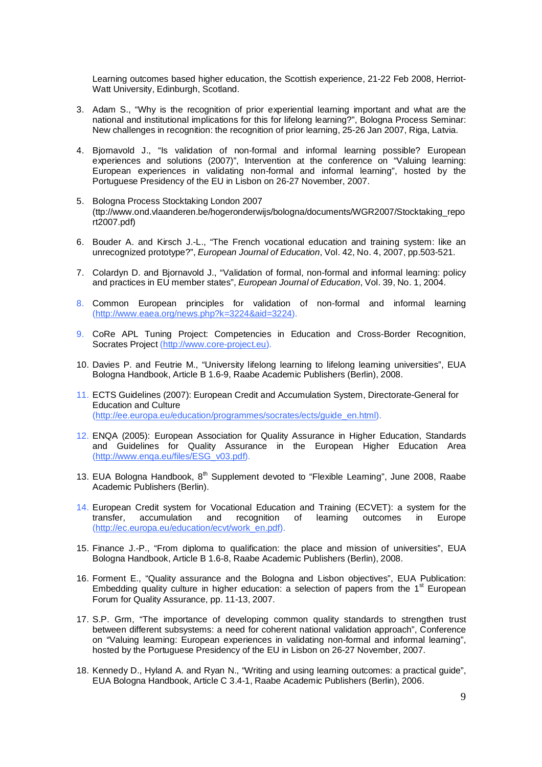Learning outcomes based higher education, the Scottish experience, 21-22 Feb 2008, Herriot-Watt University, Edinburgh, Scotland.

3. Adam S., "Why is the recognition of prior experiential learning important and what are the national and institutional implications for this for lifelong learning?", Bologna Process Seminar: New challenges in recognition: the recognition of prior learning, 25-26 Jan 2007, Riga, Latvia.

4. Bjornavold J., "Is validation of non-formal and informal learning possible? European experiences and solutions (2007)", Intervention at the conference on "Valuing learning: European experiences in validating non-formal and informal learning", hosted by the Portuguese Presidency of the EU in Lisbon on 26-27 November, 2007.

5. Bologna Process Stocktaking London 2007 (ttp://www.ond.vlaanderen.be/hogeronderwijs/bologna/documents/WGR2007/Stocktaking_report2007.pdf)

6. Bouder A. and Kirsch J.-L., "The French vocational education and training system: like an unrecognized prototype?", *European Journal of Education*, Vol. 42, No. 4, 2007, pp.503-521.

7. Colardyn D. and Bjornavold J., "Validation of formal, non-formal and informal learning: policy and practices in EU member states", *European Journal of Education*, Vol. 39, No. 1, 2004.

8. Common European principles for validation of non-formal and informal learning (http://www.eaea.org/news.php?k=3224&aid=3224).

9. CoRe APL Tuning Project: Competencies in Education and Cross-Border Recognition, Socrates Project (http://www.core-project.eu).

10. Davies P. and Feutrie M., "University lifelong learning to lifelong learning universities", EUA Bologna Handbook, Article B 1.6-9, Raabe Academic Publishers (Berlin), 2008.

11. ECTS Guidelines (2007): European Credit and Accumulation System, Directorate-General for Education and Culture (http://ee.europa.eu/education/programmes/socrates/ects/guide_en.html).

12. ENQA (2005): European Association for Quality Assurance in Higher Education, Standards and Guidelines for Quality Assurance in the European Higher Education Area (http://www.enqa.eu/files/ESG_v03.pdf).

13. EUA Bologna Handbook, 8th Supplement devoted to "Flexible Learning", June 2008, Raabe Academic Publishers (Berlin).

14. European Credit system for Vocational Education and Training (ECVET): a system for the transfer, accumulation and recognition of learning outcomes in Europe (http://ec.europa.eu/education/ecvt/work_en.pdf).

15. Finance J.-P., "From diploma to qualification: the place and mission of universities", EUA Bologna Handbook, Article B 1.6-8, Raabe Academic Publishers (Berlin), 2008.

16. Forment E., "Quality assurance and the Bologna and Lisbon objectives", EUA Publication: Embedding quality culture in higher education: a selection of papers from the 1st European Forum for Quality Assurance, pp. 11-13, 2007.

17. S.P. Grm, "The importance of developing common quality standards to strengthen trust between different subsystems: a need for coherent national validation approach", Conference on "Valuing learning: European experiences in validating non-formal and informal learning", hosted by the Portuguese Presidency of the EU in Lisbon on 26-27 November, 2007.

18. Kennedy D., Hyland A. and Ryan N., "Writing and using learning outcomes: a practical guide", EUA Bologna Handbook, Article C 3.4-1, Raabe Academic Publishers (Berlin), 2006.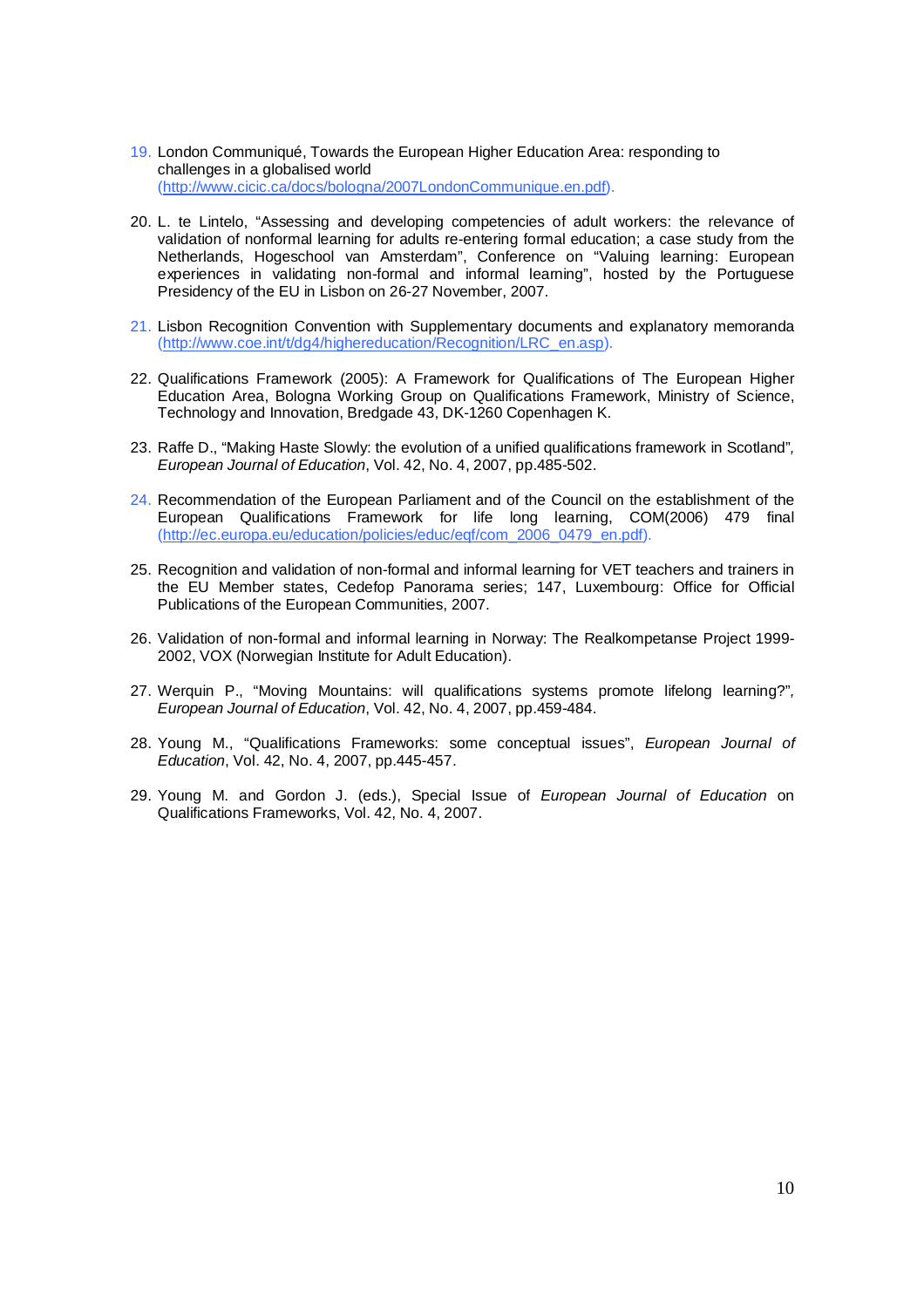19. London Communiqué, Towards the European Higher Education Area: responding to challenges in a globalised world (http://www.cicic.ca/docs/bologna/2007LondonCommunique.en.pdf).

20. L. te Lintelo, "Assessing and developing competencies of adult workers: the relevance of validation of nonformal learning for adults re-entering formal education; a case study from the Netherlands, Hogeschool van Amsterdam", Conference on "Valuing learning: European experiences in validating non-formal and informal learning", hosted by the Portuguese Presidency of the EU in Lisbon on 26-27 November, 2007.

21. Lisbon Recognition Convention with Supplementary documents and explanatory memoranda (http://www.coe.int/t/dg4/highereducation/Recognition/LRC_en.asp).

22. Qualifications Framework (2005): A Framework for Qualifications of The European Higher Education Area, Bologna Working Group on Qualifications Framework, Ministry of Science, Technology and Innovation, Bredgade 43, DK-1260 Copenhagen K.

23. Raffe D., "Making Haste Slowly: the evolution of a unified qualifications framework in Scotland", *European Journal of Education*, Vol. 42, No. 4, 2007, pp.485-502.

24. Recommendation of the European Parliament and of the Council on the establishment of the European Qualifications Framework for life long learning, COM(2006) 479 final (http://ec.europa.eu/education/policies/educ/eqf/com_2006_0479_en.pdf).

25. Recognition and validation of non-formal and informal learning for VET teachers and trainers in the EU Member states, Cedefop Panorama series; 147, Luxembourg: Office for Official Publications of the European Communities, 2007.

26. Validation of non-formal and informal learning in Norway: The Realkompetanse Project 1999-2002, VOX (Norwegian Institute for Adult Education).

27. Werquin P., "Moving Mountains: will qualifications systems promote lifelong learning?", *European Journal of Education*, Vol. 42, No. 4, 2007, pp.459-484.

28. Young M., "Qualifications Frameworks: some conceptual issues", *European Journal of Education*, Vol. 42, No. 4, 2007, pp.445-457.

29. Young M. and Gordon J. (eds.), Special Issue of *European Journal of Education* on Qualifications Frameworks, Vol. 42, No. 4, 2007.